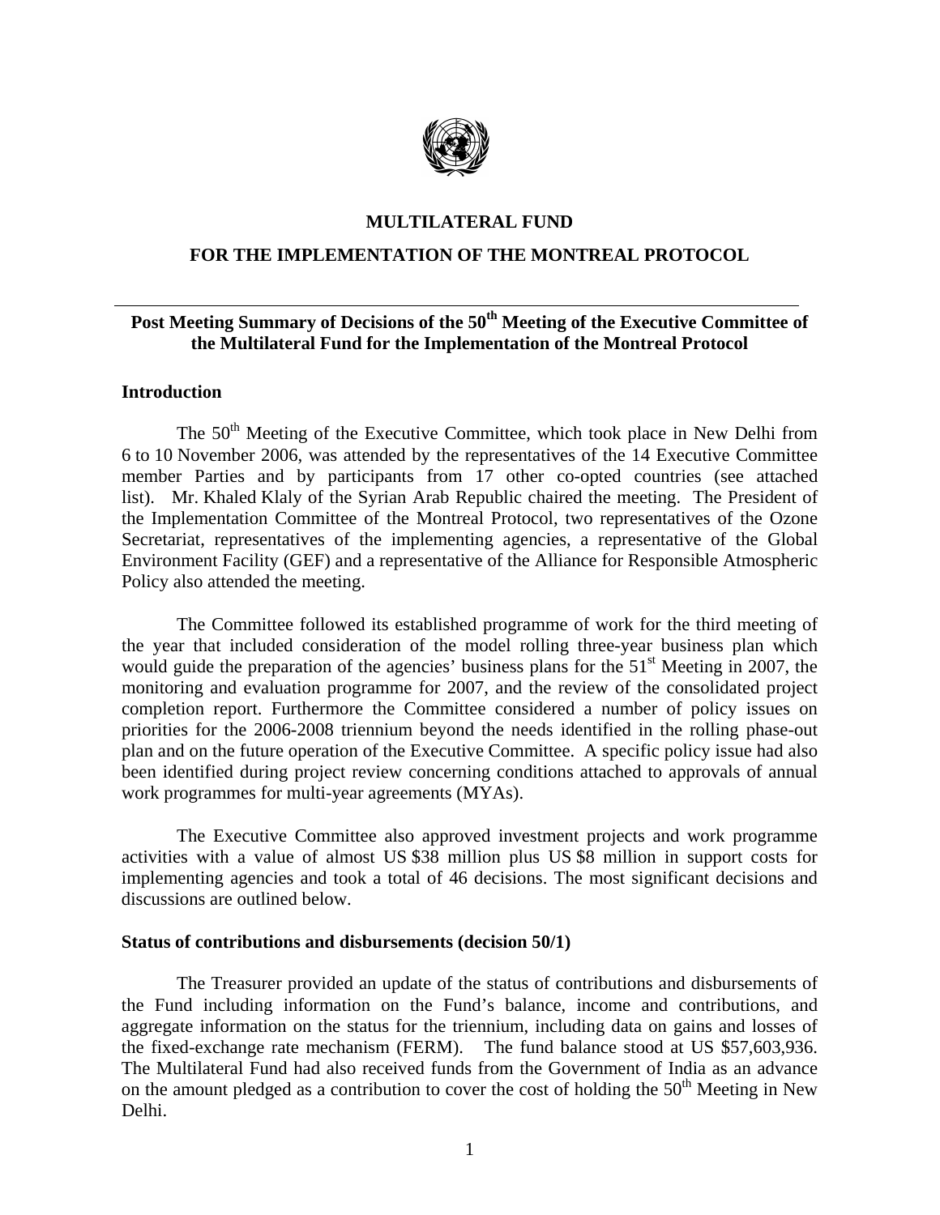**MULTILATERAL FUND**

**FOR THE IMPLEMENTATION OF THE MONTREAL PROTOCOL**

---

# Post Meeting Summary of Decisions of the 50th Meeting of the Executive Committee of the Multilateral Fund for the Implementation of the Montreal Protocol

## Introduction

The 50th Meeting of the Executive Committee, which took place in New Delhi from 6 to 10 November 2006, was attended by the representatives of the 14 Executive Committee member Parties and by participants from 17 other co-opted countries (see attached list). Mr. Khaled Klaly of the Syrian Arab Republic chaired the meeting. The President of the Implementation Committee of the Montreal Protocol, two representatives of the Ozone Secretariat, representatives of the implementing agencies, a representative of the Global Environment Facility (GEF) and a representative of the Alliance for Responsible Atmospheric Policy also attended the meeting.

The Committee followed its established programme of work for the third meeting of the year that included consideration of the model rolling three-year business plan which would guide the preparation of the agencies' business plans for the 51st Meeting in 2007, the monitoring and evaluation programme for 2007, and the review of the consolidated project completion report. Furthermore the Committee considered a number of policy issues on priorities for the 2006-2008 triennium beyond the needs identified in the rolling phase-out plan and on the future operation of the Executive Committee. A specific policy issue had also been identified during project review concerning conditions attached to approvals of annual work programmes for multi-year agreements (MYAs).

The Executive Committee also approved investment projects and work programme activities with a value of almost US $38 million plus US $8 million in support costs for implementing agencies and took a total of 46 decisions. The most significant decisions and discussions are outlined below.

## Status of contributions and disbursements (decision 50/1)

The Treasurer provided an update of the status of contributions and disbursements of the Fund including information on the Fund's balance, income and contributions, and aggregate information on the status for the triennium, including data on gains and losses of the fixed-exchange rate mechanism (FERM). The fund balance stood at US $57,603,936. The Multilateral Fund had also received funds from the Government of India as an advance on the amount pledged as a contribution to cover the cost of holding the 50th Meeting in New Delhi.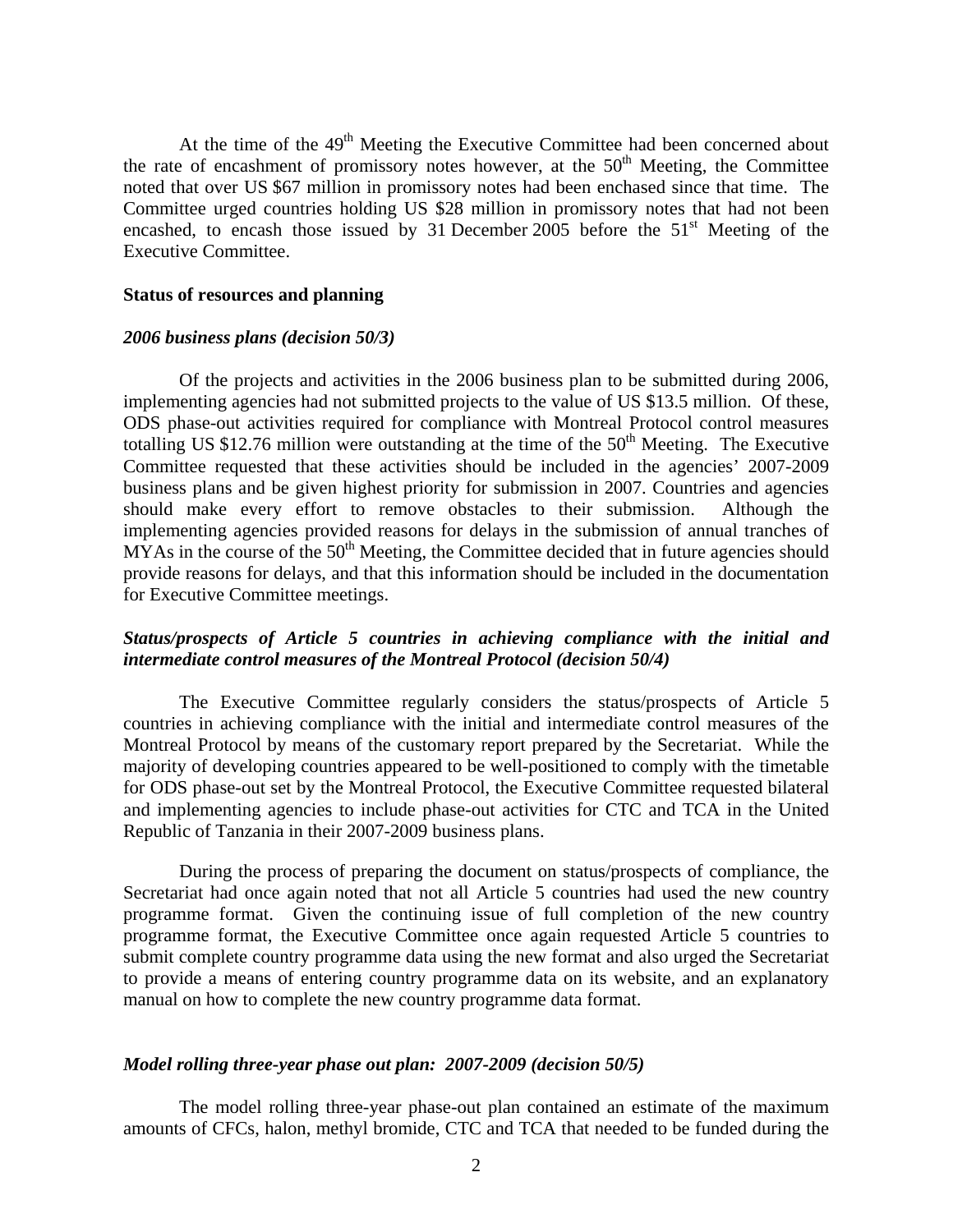At the time of the 49th Meeting the Executive Committee had been concerned about the rate of encashment of promissory notes however, at the 50th Meeting, the Committee noted that over US $67 million in promissory notes had been enchased since that time. The Committee urged countries holding US $28 million in promissory notes that had not been encashed, to encash those issued by 31 December 2005 before the 51st Meeting of the Executive Committee.

**Status of resources and planning**

***2006 business plans (decision 50/3)***

Of the projects and activities in the 2006 business plan to be submitted during 2006, implementing agencies had not submitted projects to the value of US $13.5 million. Of these, ODS phase-out activities required for compliance with Montreal Protocol control measures totalling US $12.76 million were outstanding at the time of the 50th Meeting. The Executive Committee requested that these activities should be included in the agencies' 2007-2009 business plans and be given highest priority for submission in 2007. Countries and agencies should make every effort to remove obstacles to their submission. Although the implementing agencies provided reasons for delays in the submission of annual tranches of MYAs in the course of the 50th Meeting, the Committee decided that in future agencies should provide reasons for delays, and that this information should be included in the documentation for Executive Committee meetings.

***Status/prospects of Article 5 countries in achieving compliance with the initial and intermediate control measures of the Montreal Protocol (decision 50/4)***

The Executive Committee regularly considers the status/prospects of Article 5 countries in achieving compliance with the initial and intermediate control measures of the Montreal Protocol by means of the customary report prepared by the Secretariat. While the majority of developing countries appeared to be well-positioned to comply with the timetable for ODS phase-out set by the Montreal Protocol, the Executive Committee requested bilateral and implementing agencies to include phase-out activities for CTC and TCA in the United Republic of Tanzania in their 2007-2009 business plans.

During the process of preparing the document on status/prospects of compliance, the Secretariat had once again noted that not all Article 5 countries had used the new country programme format. Given the continuing issue of full completion of the new country programme format, the Executive Committee once again requested Article 5 countries to submit complete country programme data using the new format and also urged the Secretariat to provide a means of entering country programme data on its website, and an explanatory manual on how to complete the new country programme data format.

***Model rolling three-year phase out plan: 2007-2009 (decision 50/5)***

The model rolling three-year phase-out plan contained an estimate of the maximum amounts of CFCs, halon, methyl bromide, CTC and TCA that needed to be funded during the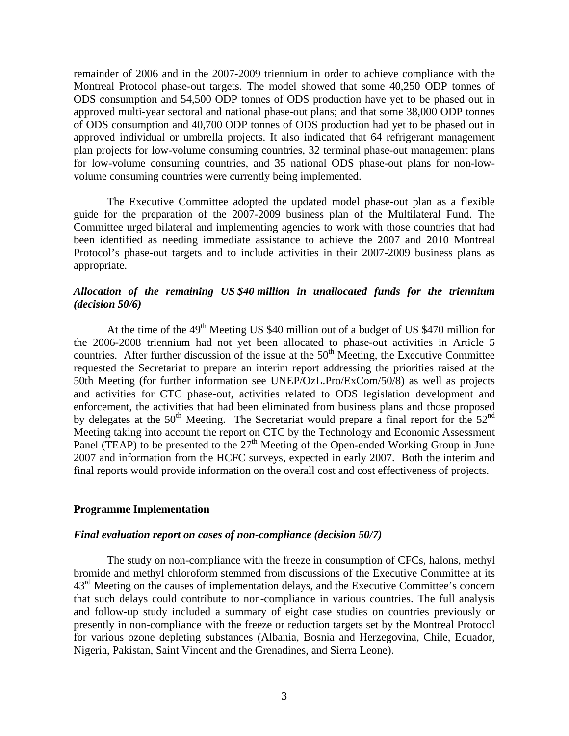remainder of 2006 and in the 2007-2009 triennium in order to achieve compliance with the Montreal Protocol phase-out targets. The model showed that some 40,250 ODP tonnes of ODS consumption and 54,500 ODP tonnes of ODS production have yet to be phased out in approved multi-year sectoral and national phase-out plans; and that some 38,000 ODP tonnes of ODS consumption and 40,700 ODP tonnes of ODS production had yet to be phased out in approved individual or umbrella projects. It also indicated that 64 refrigerant management plan projects for low-volume consuming countries, 32 terminal phase-out management plans for low-volume consuming countries, and 35 national ODS phase-out plans for non-low-volume consuming countries were currently being implemented.

The Executive Committee adopted the updated model phase-out plan as a flexible guide for the preparation of the 2007-2009 business plan of the Multilateral Fund. The Committee urged bilateral and implementing agencies to work with those countries that had been identified as needing immediate assistance to achieve the 2007 and 2010 Montreal Protocol's phase-out targets and to include activities in their 2007-2009 business plans as appropriate.

### *Allocation of the remaining US $40 million in unallocated funds for the triennium (decision 50/6)*

At the time of the 49th Meeting US $40 million out of a budget of US $470 million for the 2006-2008 triennium had not yet been allocated to phase-out activities in Article 5 countries. After further discussion of the issue at the 50th Meeting, the Executive Committee requested the Secretariat to prepare an interim report addressing the priorities raised at the 50th Meeting (for further information see UNEP/OzL.Pro/ExCom/50/8) as well as projects and activities for CTC phase-out, activities related to ODS legislation development and enforcement, the activities that had been eliminated from business plans and those proposed by delegates at the 50th Meeting. The Secretariat would prepare a final report for the 52nd Meeting taking into account the report on CTC by the Technology and Economic Assessment Panel (TEAP) to be presented to the 27th Meeting of the Open-ended Working Group in June 2007 and information from the HCFC surveys, expected in early 2007. Both the interim and final reports would provide information on the overall cost and cost effectiveness of projects.

## Programme Implementation

### *Final evaluation report on cases of non-compliance (decision 50/7)*

The study on non-compliance with the freeze in consumption of CFCs, halons, methyl bromide and methyl chloroform stemmed from discussions of the Executive Committee at its 43rd Meeting on the causes of implementation delays, and the Executive Committee's concern that such delays could contribute to non-compliance in various countries. The full analysis and follow-up study included a summary of eight case studies on countries previously or presently in non-compliance with the freeze or reduction targets set by the Montreal Protocol for various ozone depleting substances (Albania, Bosnia and Herzegovina, Chile, Ecuador, Nigeria, Pakistan, Saint Vincent and the Grenadines, and Sierra Leone).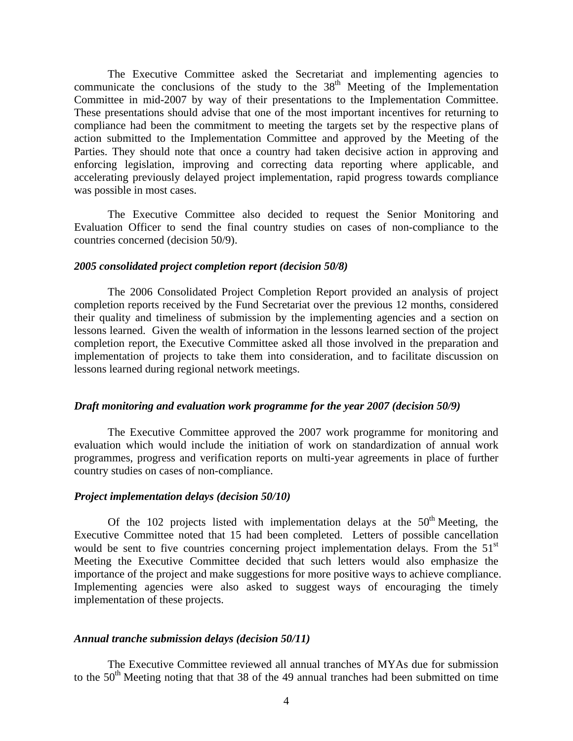The Executive Committee asked the Secretariat and implementing agencies to communicate the conclusions of the study to the 38th Meeting of the Implementation Committee in mid-2007 by way of their presentations to the Implementation Committee. These presentations should advise that one of the most important incentives for returning to compliance had been the commitment to meeting the targets set by the respective plans of action submitted to the Implementation Committee and approved by the Meeting of the Parties. They should note that once a country had taken decisive action in approving and enforcing legislation, improving and correcting data reporting where applicable, and accelerating previously delayed project implementation, rapid progress towards compliance was possible in most cases.

The Executive Committee also decided to request the Senior Monitoring and Evaluation Officer to send the final country studies on cases of non-compliance to the countries concerned (decision 50/9).

### *2005 consolidated project completion report (decision 50/8)*

The 2006 Consolidated Project Completion Report provided an analysis of project completion reports received by the Fund Secretariat over the previous 12 months, considered their quality and timeliness of submission by the implementing agencies and a section on lessons learned. Given the wealth of information in the lessons learned section of the project completion report, the Executive Committee asked all those involved in the preparation and implementation of projects to take them into consideration, and to facilitate discussion on lessons learned during regional network meetings.

### *Draft monitoring and evaluation work programme for the year 2007 (decision 50/9)*

The Executive Committee approved the 2007 work programme for monitoring and evaluation which would include the initiation of work on standardization of annual work programmes, progress and verification reports on multi-year agreements in place of further country studies on cases of non-compliance.

### *Project implementation delays (decision 50/10)*

Of the 102 projects listed with implementation delays at the 50th Meeting, the Executive Committee noted that 15 had been completed. Letters of possible cancellation would be sent to five countries concerning project implementation delays. From the 51st Meeting the Executive Committee decided that such letters would also emphasize the importance of the project and make suggestions for more positive ways to achieve compliance. Implementing agencies were also asked to suggest ways of encouraging the timely implementation of these projects.

### *Annual tranche submission delays (decision 50/11)*

The Executive Committee reviewed all annual tranches of MYAs due for submission to the 50th Meeting noting that that 38 of the 49 annual tranches had been submitted on time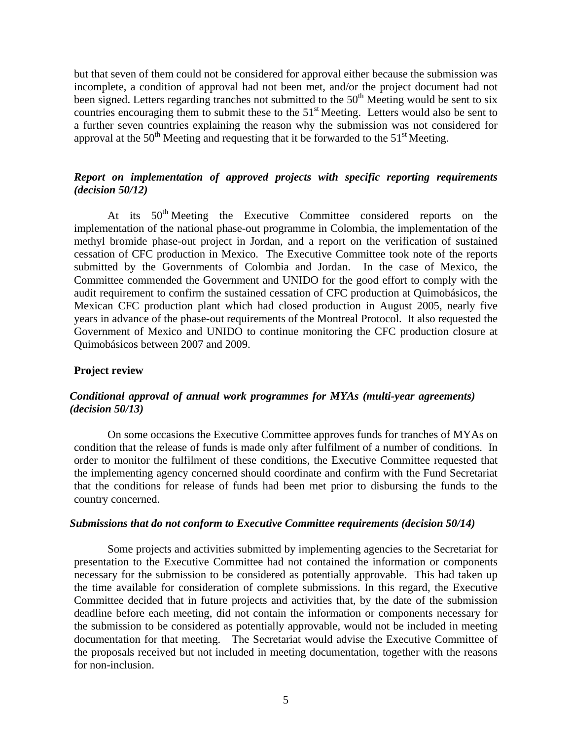but that seven of them could not be considered for approval either because the submission was incomplete, a condition of approval had not been met, and/or the project document had not been signed. Letters regarding tranches not submitted to the 50th Meeting would be sent to six countries encouraging them to submit these to the 51st Meeting. Letters would also be sent to a further seven countries explaining the reason why the submission was not considered for approval at the 50th Meeting and requesting that it be forwarded to the 51st Meeting.

### *Report on implementation of approved projects with specific reporting requirements (decision 50/12)*

At its 50th Meeting the Executive Committee considered reports on the implementation of the national phase-out programme in Colombia, the implementation of the methyl bromide phase-out project in Jordan, and a report on the verification of sustained cessation of CFC production in Mexico. The Executive Committee took note of the reports submitted by the Governments of Colombia and Jordan. In the case of Mexico, the Committee commended the Government and UNIDO for the good effort to comply with the audit requirement to confirm the sustained cessation of CFC production at Quimobásicos, the Mexican CFC production plant which had closed production in August 2005, nearly five years in advance of the phase-out requirements of the Montreal Protocol. It also requested the Government of Mexico and UNIDO to continue monitoring the CFC production closure at Quimobásicos between 2007 and 2009.

## Project review

### *Conditional approval of annual work programmes for MYAs (multi-year agreements) (decision 50/13)*

On some occasions the Executive Committee approves funds for tranches of MYAs on condition that the release of funds is made only after fulfilment of a number of conditions. In order to monitor the fulfilment of these conditions, the Executive Committee requested that the implementing agency concerned should coordinate and confirm with the Fund Secretariat that the conditions for release of funds had been met prior to disbursing the funds to the country concerned.

### *Submissions that do not conform to Executive Committee requirements (decision 50/14)*

Some projects and activities submitted by implementing agencies to the Secretariat for presentation to the Executive Committee had not contained the information or components necessary for the submission to be considered as potentially approvable. This had taken up the time available for consideration of complete submissions. In this regard, the Executive Committee decided that in future projects and activities that, by the date of the submission deadline before each meeting, did not contain the information or components necessary for the submission to be considered as potentially approvable, would not be included in meeting documentation for that meeting. The Secretariat would advise the Executive Committee of the proposals received but not included in meeting documentation, together with the reasons for non-inclusion.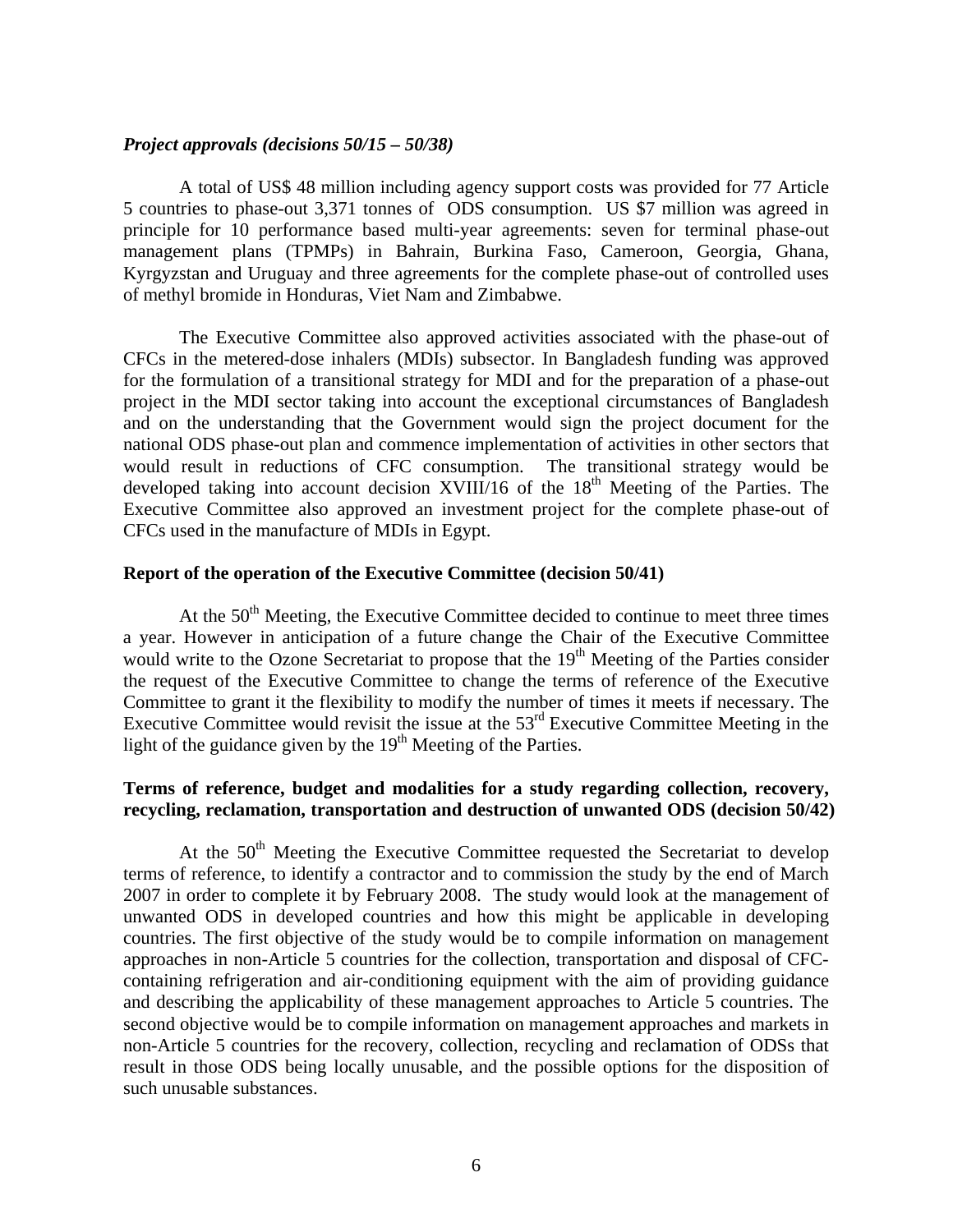***Project approvals (decisions 50/15 – 50/38)***

A total of US$ 48 million including agency support costs was provided for 77 Article 5 countries to phase-out 3,371 tonnes of ODS consumption. US $7 million was agreed in principle for 10 performance based multi-year agreements: seven for terminal phase-out management plans (TPMPs) in Bahrain, Burkina Faso, Cameroon, Georgia, Ghana, Kyrgyzstan and Uruguay and three agreements for the complete phase-out of controlled uses of methyl bromide in Honduras, Viet Nam and Zimbabwe.

The Executive Committee also approved activities associated with the phase-out of CFCs in the metered-dose inhalers (MDIs) subsector. In Bangladesh funding was approved for the formulation of a transitional strategy for MDI and for the preparation of a phase-out project in the MDI sector taking into account the exceptional circumstances of Bangladesh and on the understanding that the Government would sign the project document for the national ODS phase-out plan and commence implementation of activities in other sectors that would result in reductions of CFC consumption. The transitional strategy would be developed taking into account decision XVIII/16 of the 18th Meeting of the Parties. The Executive Committee also approved an investment project for the complete phase-out of CFCs used in the manufacture of MDIs in Egypt.

**Report of the operation of the Executive Committee (decision 50/41)**

At the 50th Meeting, the Executive Committee decided to continue to meet three times a year. However in anticipation of a future change the Chair of the Executive Committee would write to the Ozone Secretariat to propose that the 19th Meeting of the Parties consider the request of the Executive Committee to change the terms of reference of the Executive Committee to grant it the flexibility to modify the number of times it meets if necessary. The Executive Committee would revisit the issue at the 53rd Executive Committee Meeting in the light of the guidance given by the 19th Meeting of the Parties.

**Terms of reference, budget and modalities for a study regarding collection, recovery, recycling, reclamation, transportation and destruction of unwanted ODS (decision 50/42)**

At the 50th Meeting the Executive Committee requested the Secretariat to develop terms of reference, to identify a contractor and to commission the study by the end of March 2007 in order to complete it by February 2008. The study would look at the management of unwanted ODS in developed countries and how this might be applicable in developing countries. The first objective of the study would be to compile information on management approaches in non-Article 5 countries for the collection, transportation and disposal of CFC-containing refrigeration and air-conditioning equipment with the aim of providing guidance and describing the applicability of these management approaches to Article 5 countries. The second objective would be to compile information on management approaches and markets in non-Article 5 countries for the recovery, collection, recycling and reclamation of ODSs that result in those ODS being locally unusable, and the possible options for the disposition of such unusable substances.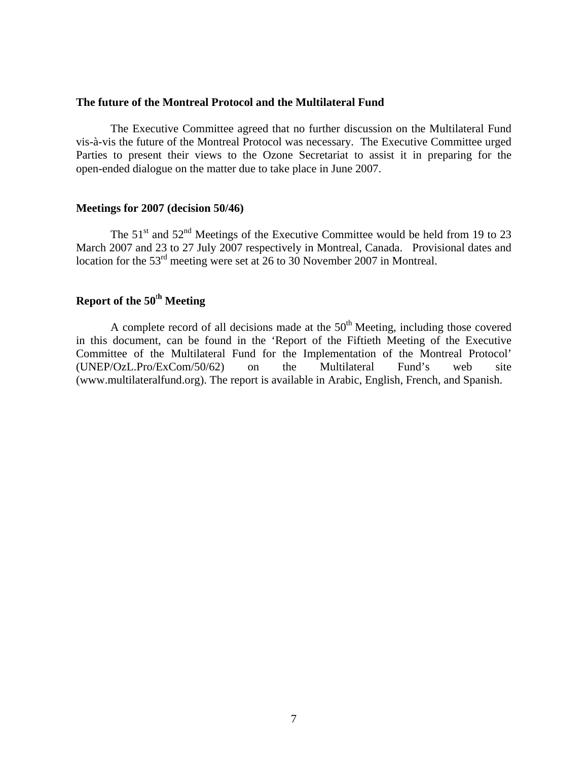### The future of the Montreal Protocol and the Multilateral Fund

The Executive Committee agreed that no further discussion on the Multilateral Fund vis-à-vis the future of the Montreal Protocol was necessary. The Executive Committee urged Parties to present their views to the Ozone Secretariat to assist it in preparing for the open-ended dialogue on the matter due to take place in June 2007.

### Meetings for 2007 (decision 50/46)

The 51st and 52nd Meetings of the Executive Committee would be held from 19 to 23 March 2007 and 23 to 27 July 2007 respectively in Montreal, Canada. Provisional dates and location for the 53rd meeting were set at 26 to 30 November 2007 in Montreal.

### Report of the 50th Meeting

A complete record of all decisions made at the 50th Meeting, including those covered in this document, can be found in the 'Report of the Fiftieth Meeting of the Executive Committee of the Multilateral Fund for the Implementation of the Montreal Protocol' (UNEP/OzL.Pro/ExCom/50/62) on the Multilateral Fund's web site (www.multilateralfund.org). The report is available in Arabic, English, French, and Spanish.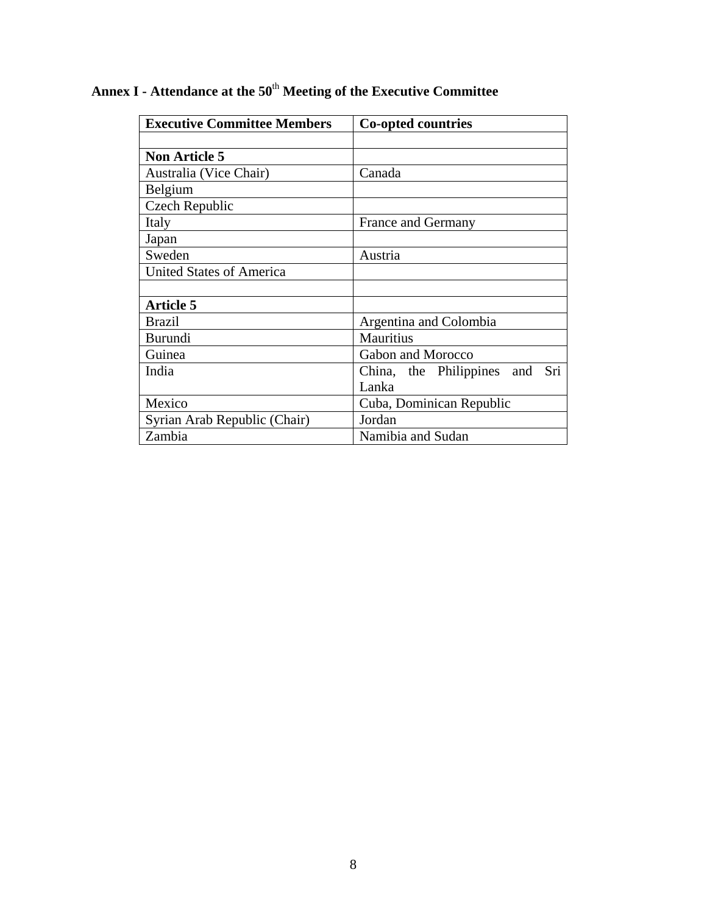## Annex I - Attendance at the 50th Meeting of the Executive Committee

| **Executive Committee Members** | **Co-opted countries** |
|---|---|
| | |
| **Non Article 5** | |
| Australia (Vice Chair) | Canada |
| Belgium | |
| Czech Republic | |
| Italy | France and Germany |
| Japan | |
| Sweden | Austria |
| United States of America | |
| | |
| **Article 5** | |
| Brazil | Argentina and Colombia |
| Burundi | Mauritius |
| Guinea | Gabon and Morocco |
| India | China, the Philippines and Sri Lanka |
| Mexico | Cuba, Dominican Republic |
| Syrian Arab Republic (Chair) | Jordan |
| Zambia | Namibia and Sudan |